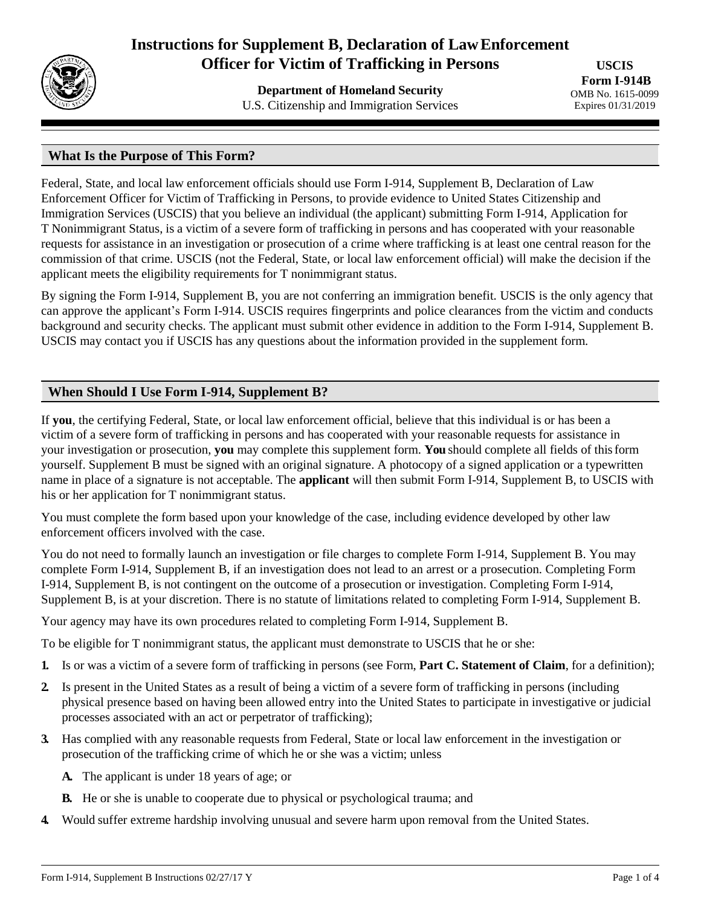# Instructions for Supplement B, Declaration of Law Enforcement Officer for Victim of Trafficking in Persons

**Department of Homeland Security**
U.S. Citizenship and Immigration Services

**USCIS Form I-914B**
OMB No. 1615-0099
Expires 01/31/2019

## What Is the Purpose of This Form?

Federal, State, and local law enforcement officials should use Form I-914, Supplement B, Declaration of Law Enforcement Officer for Victim of Trafficking in Persons, to provide evidence to United States Citizenship and Immigration Services (USCIS) that you believe an individual (the applicant) submitting Form I-914, Application for T Nonimmigrant Status, is a victim of a severe form of trafficking in persons and has cooperated with your reasonable requests for assistance in an investigation or prosecution of a crime where trafficking is at least one central reason for the commission of that crime. USCIS (not the Federal, State, or local law enforcement official) will make the decision if the applicant meets the eligibility requirements for T nonimmigrant status.

By signing the Form I-914, Supplement B, you are not conferring an immigration benefit. USCIS is the only agency that can approve the applicant's Form I-914. USCIS requires fingerprints and police clearances from the victim and conducts background and security checks. The applicant must submit other evidence in addition to the Form I-914, Supplement B. USCIS may contact you if USCIS has any questions about the information provided in the supplement form.

## When Should I Use Form I-914, Supplement B?

If **you**, the certifying Federal, State, or local law enforcement official, believe that this individual is or has been a victim of a severe form of trafficking in persons and has cooperated with your reasonable requests for assistance in your investigation or prosecution, **you** may complete this supplement form. **You** should complete all fields of this form yourself. Supplement B must be signed with an original signature. A photocopy of a signed application or a typewritten name in place of a signature is not acceptable. The **applicant** will then submit Form I-914, Supplement B, to USCIS with his or her application for T nonimmigrant status.

You must complete the form based upon your knowledge of the case, including evidence developed by other law enforcement officers involved with the case.

You do not need to formally launch an investigation or file charges to complete Form I-914, Supplement B. You may complete Form I-914, Supplement B, if an investigation does not lead to an arrest or a prosecution. Completing Form I-914, Supplement B, is not contingent on the outcome of a prosecution or investigation. Completing Form I-914, Supplement B, is at your discretion. There is no statute of limitations related to completing Form I-914, Supplement B.

Your agency may have its own procedures related to completing Form I-914, Supplement B.

To be eligible for T nonimmigrant status, the applicant must demonstrate to USCIS that he or she:

1. Is or was a victim of a severe form of trafficking in persons (see Form, **Part C. Statement of Claim**, for a definition);
2. Is present in the United States as a result of being a victim of a severe form of trafficking in persons (including physical presence based on having been allowed entry into the United States to participate in investigative or judicial processes associated with an act or perpetrator of trafficking);
3. Has complied with any reasonable requests from Federal, State or local law enforcement in the investigation or prosecution of the trafficking crime of which he or she was a victim; unless
   - **A.** The applicant is under 18 years of age; or
   - **B.** He or she is unable to cooperate due to physical or psychological trauma; and
4. Would suffer extreme hardship involving unusual and severe harm upon removal from the United States.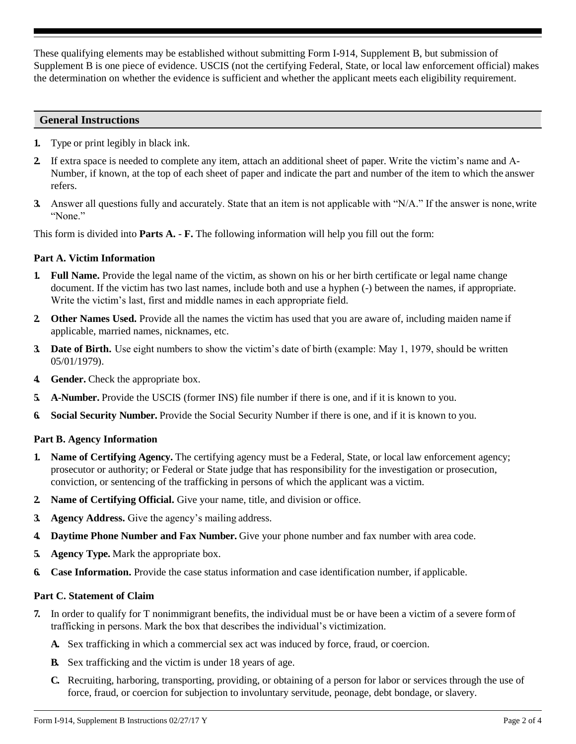These qualifying elements may be established without submitting Form I-914, Supplement B, but submission of Supplement B is one piece of evidence. USCIS (not the certifying Federal, State, or local law enforcement official) makes the determination on whether the evidence is sufficient and whether the applicant meets each eligibility requirement.

## General Instructions

1. Type or print legibly in black ink.
2. If extra space is needed to complete any item, attach an additional sheet of paper. Write the victim's name and A-Number, if known, at the top of each sheet of paper and indicate the part and number of the item to which the answer refers.
3. Answer all questions fully and accurately. State that an item is not applicable with "N/A." If the answer is none, write "None."

This form is divided into **Parts A. - F.** The following information will help you fill out the form:

### Part A. Victim Information

1. **Full Name.** Provide the legal name of the victim, as shown on his or her birth certificate or legal name change document. If the victim has two last names, include both and use a hyphen (-) between the names, if appropriate. Write the victim's last, first and middle names in each appropriate field.
2. **Other Names Used.** Provide all the names the victim has used that you are aware of, including maiden name if applicable, married names, nicknames, etc.
3. **Date of Birth.** Use eight numbers to show the victim's date of birth (example: May 1, 1979, should be written 05/01/1979).
4. **Gender.** Check the appropriate box.
5. **A-Number.** Provide the USCIS (former INS) file number if there is one, and if it is known to you.
6. **Social Security Number.** Provide the Social Security Number if there is one, and if it is known to you.

### Part B. Agency Information

1. **Name of Certifying Agency.** The certifying agency must be a Federal, State, or local law enforcement agency; prosecutor or authority; or Federal or State judge that has responsibility for the investigation or prosecution, conviction, or sentencing of the trafficking in persons of which the applicant was a victim.
2. **Name of Certifying Official.** Give your name, title, and division or office.
3. **Agency Address.** Give the agency's mailing address.
4. **Daytime Phone Number and Fax Number.** Give your phone number and fax number with area code.
5. **Agency Type.** Mark the appropriate box.
6. **Case Information.** Provide the case status information and case identification number, if applicable.

### Part C. Statement of Claim

7. In order to qualify for T nonimmigrant benefits, the individual must be or have been a victim of a severe form of trafficking in persons. Mark the box that describes the individual's victimization.
   - **A.** Sex trafficking in which a commercial sex act was induced by force, fraud, or coercion.
   - **B.** Sex trafficking and the victim is under 18 years of age.
   - **C.** Recruiting, harboring, transporting, providing, or obtaining of a person for labor or services through the use of force, fraud, or coercion for subjection to involuntary servitude, peonage, debt bondage, or slavery.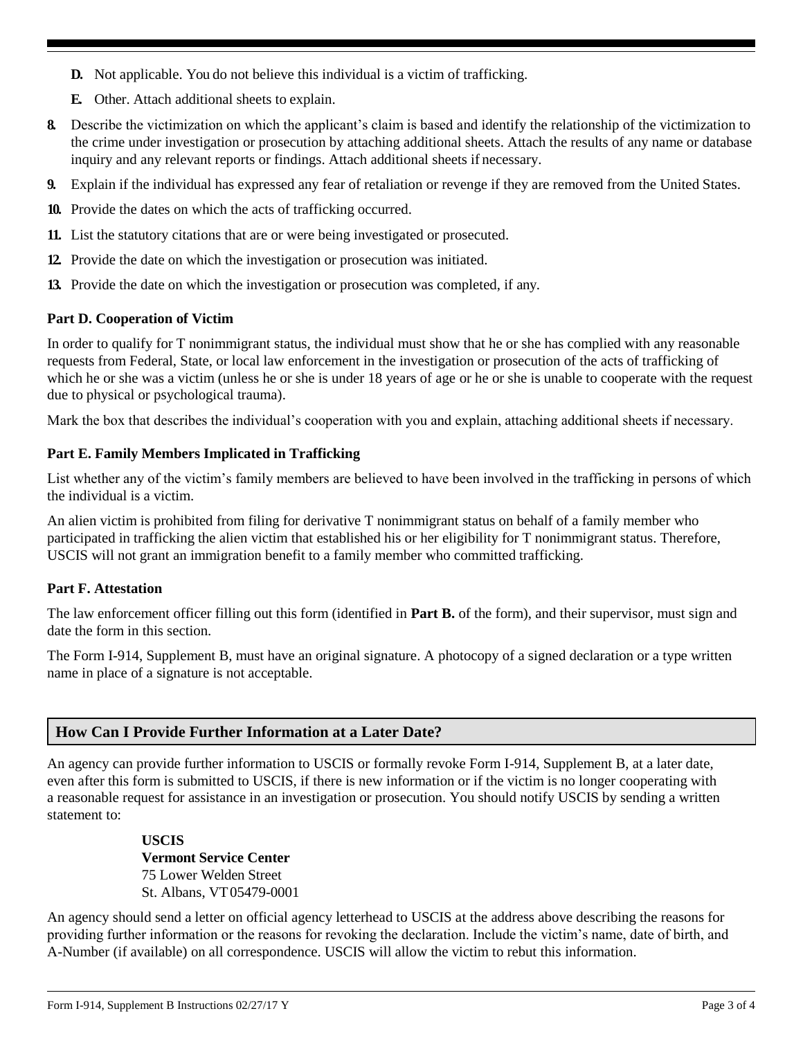**D.** Not applicable. You do not believe this individual is a victim of trafficking.

**E.** Other. Attach additional sheets to explain.

**8.** Describe the victimization on which the applicant's claim is based and identify the relationship of the victimization to the crime under investigation or prosecution by attaching additional sheets. Attach the results of any name or database inquiry and any relevant reports or findings. Attach additional sheets if necessary.

**9.** Explain if the individual has expressed any fear of retaliation or revenge if they are removed from the United States.

**10.** Provide the dates on which the acts of trafficking occurred.

**11.** List the statutory citations that are or were being investigated or prosecuted.

**12.** Provide the date on which the investigation or prosecution was initiated.

**13.** Provide the date on which the investigation or prosecution was completed, if any.

**Part D. Cooperation of Victim**

In order to qualify for T nonimmigrant status, the individual must show that he or she has complied with any reasonable requests from Federal, State, or local law enforcement in the investigation or prosecution of the acts of trafficking of which he or she was a victim (unless he or she is under 18 years of age or he or she is unable to cooperate with the request due to physical or psychological trauma).

Mark the box that describes the individual's cooperation with you and explain, attaching additional sheets if necessary.

**Part E. Family Members Implicated in Trafficking**

List whether any of the victim's family members are believed to have been involved in the trafficking in persons of which the individual is a victim.

An alien victim is prohibited from filing for derivative T nonimmigrant status on behalf of a family member who participated in trafficking the alien victim that established his or her eligibility for T nonimmigrant status. Therefore, USCIS will not grant an immigration benefit to a family member who committed trafficking.

**Part F. Attestation**

The law enforcement officer filling out this form (identified in **Part B.** of the form), and their supervisor, must sign and date the form in this section.

The Form I-914, Supplement B, must have an original signature. A photocopy of a signed declaration or a type written name in place of a signature is not acceptable.

## How Can I Provide Further Information at a Later Date?

An agency can provide further information to USCIS or formally revoke Form I-914, Supplement B, at a later date, even after this form is submitted to USCIS, if there is new information or if the victim is no longer cooperating with a reasonable request for assistance in an investigation or prosecution. You should notify USCIS by sending a written statement to:

**USCIS**
**Vermont Service Center**
75 Lower Welden Street
St. Albans, VT 05479-0001

An agency should send a letter on official agency letterhead to USCIS at the address above describing the reasons for providing further information or the reasons for revoking the declaration. Include the victim's name, date of birth, and A-Number (if available) on all correspondence. USCIS will allow the victim to rebut this information.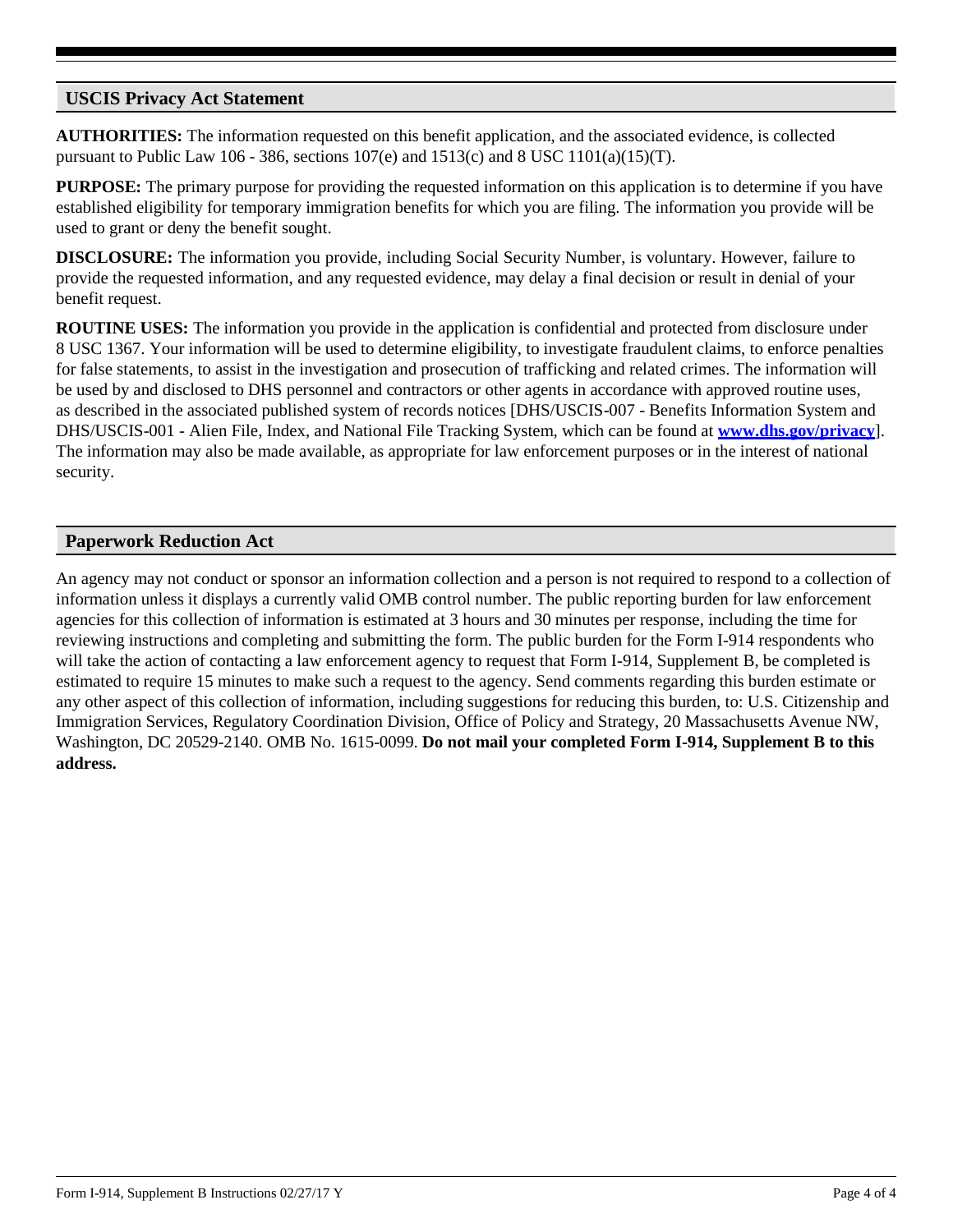## USCIS Privacy Act Statement

**AUTHORITIES:** The information requested on this benefit application, and the associated evidence, is collected pursuant to Public Law 106 - 386, sections 107(e) and 1513(c) and 8 USC 1101(a)(15)(T).

**PURPOSE:** The primary purpose for providing the requested information on this application is to determine if you have established eligibility for temporary immigration benefits for which you are filing. The information you provide will be used to grant or deny the benefit sought.

**DISCLOSURE:** The information you provide, including Social Security Number, is voluntary. However, failure to provide the requested information, and any requested evidence, may delay a final decision or result in denial of your benefit request.

**ROUTINE USES:** The information you provide in the application is confidential and protected from disclosure under 8 USC 1367. Your information will be used to determine eligibility, to investigate fraudulent claims, to enforce penalties for false statements, to assist in the investigation and prosecution of trafficking and related crimes. The information will be used by and disclosed to DHS personnel and contractors or other agents in accordance with approved routine uses, as described in the associated published system of records notices [DHS/USCIS-007 - Benefits Information System and DHS/USCIS-001 - Alien File, Index, and National File Tracking System, which can be found at **www.dhs.gov/privacy**]. The information may also be made available, as appropriate for law enforcement purposes or in the interest of national security.

## Paperwork Reduction Act

An agency may not conduct or sponsor an information collection and a person is not required to respond to a collection of information unless it displays a currently valid OMB control number. The public reporting burden for law enforcement agencies for this collection of information is estimated at 3 hours and 30 minutes per response, including the time for reviewing instructions and completing and submitting the form. The public burden for the Form I-914 respondents who will take the action of contacting a law enforcement agency to request that Form I-914, Supplement B, be completed is estimated to require 15 minutes to make such a request to the agency. Send comments regarding this burden estimate or any other aspect of this collection of information, including suggestions for reducing this burden, to: U.S. Citizenship and Immigration Services, Regulatory Coordination Division, Office of Policy and Strategy, 20 Massachusetts Avenue NW, Washington, DC 20529-2140. OMB No. 1615-0099. **Do not mail your completed Form I-914, Supplement B to this address.**